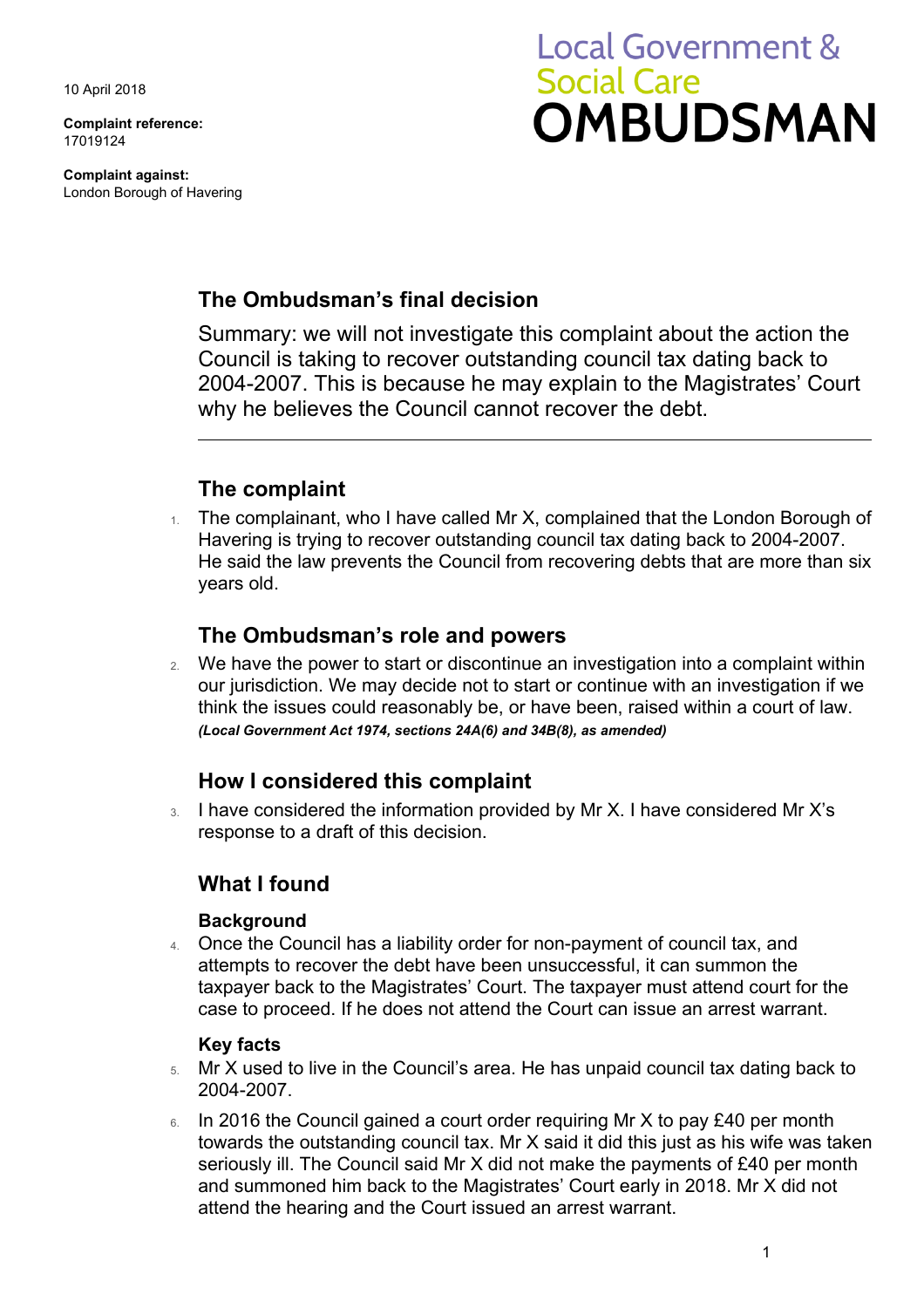10 April 2018

**Complaint reference:**
17019124

**Complaint against:**
London Borough of Havering

Local Government & Social Care **OMBUDSMAN**

## The Ombudsman's final decision

Summary: we will not investigate this complaint about the action the Council is taking to recover outstanding council tax dating back to 2004-2007. This is because he may explain to the Magistrates' Court why he believes the Council cannot recover the debt.

---

## The complaint

1. The complainant, who I have called Mr X, complained that the London Borough of Havering is trying to recover outstanding council tax dating back to 2004-2007. He said the law prevents the Council from recovering debts that are more than six years old.

## The Ombudsman's role and powers

2. We have the power to start or discontinue an investigation into a complaint within our jurisdiction. We may decide not to start or continue with an investigation if we think the issues could reasonably be, or have been, raised within a court of law. ***(Local Government Act 1974, sections 24A(6) and 34B(8), as amended)***

## How I considered this complaint

3. I have considered the information provided by Mr X. I have considered Mr X's response to a draft of this decision.

## What I found

### Background

4. Once the Council has a liability order for non-payment of council tax, and attempts to recover the debt have been unsuccessful, it can summon the taxpayer back to the Magistrates' Court. The taxpayer must attend court for the case to proceed. If he does not attend the Court can issue an arrest warrant.

### Key facts

5. Mr X used to live in the Council's area. He has unpaid council tax dating back to 2004-2007.
6. In 2016 the Council gained a court order requiring Mr X to pay £40 per month towards the outstanding council tax. Mr X said it did this just as his wife was taken seriously ill. The Council said Mr X did not make the payments of £40 per month and summoned him back to the Magistrates' Court early in 2018. Mr X did not attend the hearing and the Court issued an arrest warrant.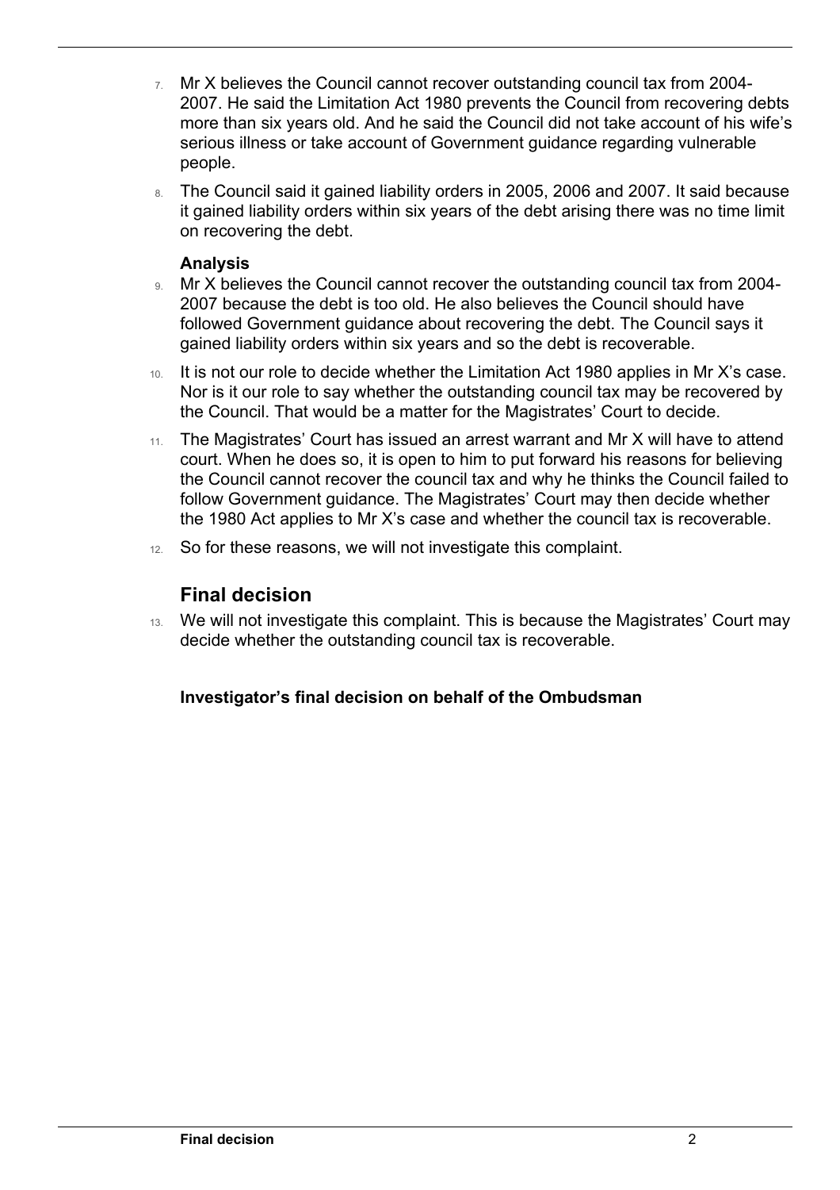7. Mr X believes the Council cannot recover outstanding council tax from 2004-2007. He said the Limitation Act 1980 prevents the Council from recovering debts more than six years old. And he said the Council did not take account of his wife's serious illness or take account of Government guidance regarding vulnerable people.

8. The Council said it gained liability orders in 2005, 2006 and 2007. It said because it gained liability orders within six years of the debt arising there was no time limit on recovering the debt.

### Analysis

9. Mr X believes the Council cannot recover the outstanding council tax from 2004-2007 because the debt is too old. He also believes the Council should have followed Government guidance about recovering the debt. The Council says it gained liability orders within six years and so the debt is recoverable.

10. It is not our role to decide whether the Limitation Act 1980 applies in Mr X's case. Nor is it our role to say whether the outstanding council tax may be recovered by the Council. That would be a matter for the Magistrates' Court to decide.

11. The Magistrates' Court has issued an arrest warrant and Mr X will have to attend court. When he does so, it is open to him to put forward his reasons for believing the Council cannot recover the council tax and why he thinks the Council failed to follow Government guidance. The Magistrates' Court may then decide whether the 1980 Act applies to Mr X's case and whether the council tax is recoverable.

12. So for these reasons, we will not investigate this complaint.

## Final decision

13. We will not investigate this complaint. This is because the Magistrates' Court may decide whether the outstanding council tax is recoverable.

**Investigator's final decision on behalf of the Ombudsman**